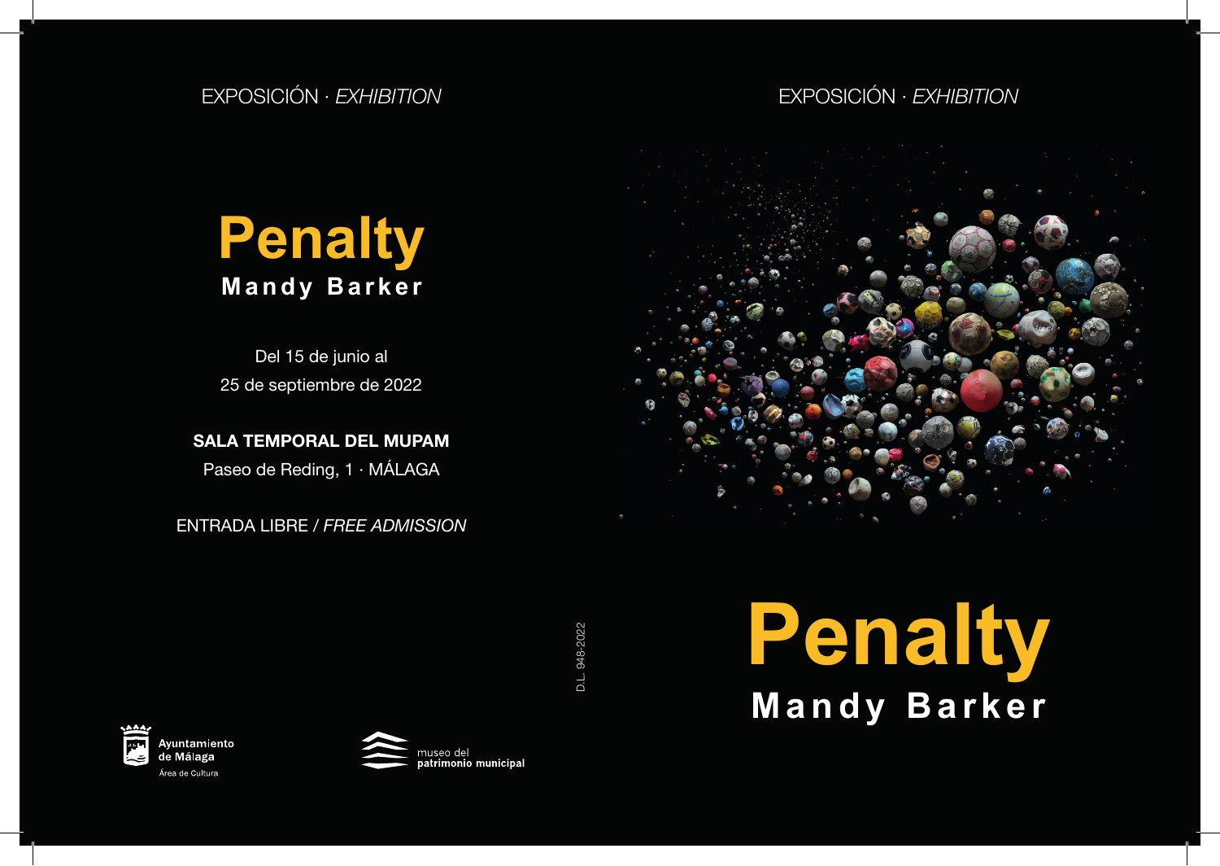EXPOSICIÓN · *EXHIBITION*

# Penalty

## Mandy Barker

Del 15 de junio al
25 de septiembre de 2022

**SALA TEMPORAL DEL MUPAM**
Paseo de Reding, 1 · MÁLAGA

ENTRADA LIBRE / *FREE ADMISSION*

**Ayuntamiento de Málaga**
Área de Cultura

museo del
**patrimonio municipal**

D.L. 948-2022

EXPOSICIÓN · *EXHIBITION*

# Penalty

## Mandy Barker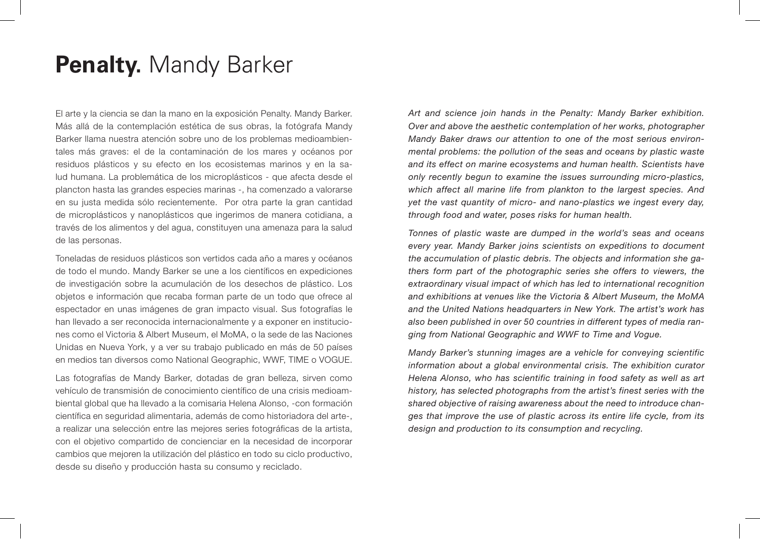# **Penalty.** Mandy Barker

El arte y la ciencia se dan la mano en la exposición Penalty. Mandy Barker. Más allá de la contemplación estética de sus obras, la fotógrafa Mandy Barker llama nuestra atención sobre uno de los problemas medioambientales más graves: el de la contaminación de los mares y océanos por residuos plásticos y su efecto en los ecosistemas marinos y en la salud humana. La problemática de los microplásticos - que afecta desde el plancton hasta las grandes especies marinas -, ha comenzado a valorarse en su justa medida sólo recientemente. Por otra parte la gran cantidad de microplásticos y nanoplásticos que ingerimos de manera cotidiana, a través de los alimentos y del agua, constituyen una amenaza para la salud de las personas.

Toneladas de residuos plásticos son vertidos cada año a mares y océanos de todo el mundo. Mandy Barker se une a los científicos en expediciones de investigación sobre la acumulación de los desechos de plástico. Los objetos e información que recaba forman parte de un todo que ofrece al espectador en unas imágenes de gran impacto visual. Sus fotografías le han llevado a ser reconocida internacionalmente y a exponer en instituciones como el Victoria & Albert Museum, el MoMA, o la sede de las Naciones Unidas en Nueva York, y a ver su trabajo publicado en más de 50 países en medios tan diversos como National Geographic, WWF, TIME o VOGUE.

Las fotografías de Mandy Barker, dotadas de gran belleza, sirven como vehículo de transmisión de conocimiento científico de una crisis medioambiental global que ha llevado a la comisaria Helena Alonso, -con formación científica en seguridad alimentaria, además de como historiadora del arte-, a realizar una selección entre las mejores series fotográficas de la artista, con el objetivo compartido de concienciar en la necesidad de incorporar cambios que mejoren la utilización del plástico en todo su ciclo productivo, desde su diseño y producción hasta su consumo y reciclado.

*Art and science join hands in the Penalty: Mandy Barker exhibition. Over and above the aesthetic contemplation of her works, photographer Mandy Baker draws our attention to one of the most serious environmental problems: the pollution of the seas and oceans by plastic waste and its effect on marine ecosystems and human health. Scientists have only recently begun to examine the issues surrounding micro-plastics, which affect all marine life from plankton to the largest species. And yet the vast quantity of micro- and nano-plastics we ingest every day, through food and water, poses risks for human health.*

*Tonnes of plastic waste are dumped in the world's seas and oceans every year. Mandy Barker joins scientists on expeditions to document the accumulation of plastic debris. The objects and information she gathers form part of the photographic series she offers to viewers, the extraordinary visual impact of which has led to international recognition and exhibitions at venues like the Victoria & Albert Museum, the MoMA and the United Nations headquarters in New York. The artist's work has also been published in over 50 countries in different types of media ranging from National Geographic and WWF to Time and Vogue.*

*Mandy Barker's stunning images are a vehicle for conveying scientific information about a global environmental crisis. The exhibition curator Helena Alonso, who has scientific training in food safety as well as art history, has selected photographs from the artist's finest series with the shared objective of raising awareness about the need to introduce changes that improve the use of plastic across its entire life cycle, from its design and production to its consumption and recycling.*